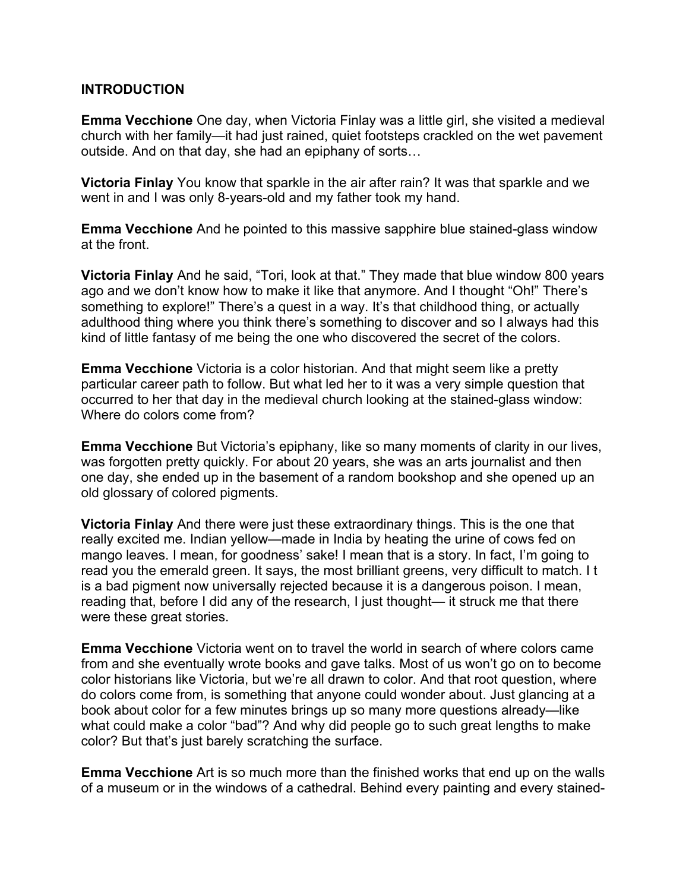**INTRODUCTION**

**Emma Vecchione** One day, when Victoria Finlay was a little girl, she visited a medieval church with her family—it had just rained, quiet footsteps crackled on the wet pavement outside. And on that day, she had an epiphany of sorts…

**Victoria Finlay** You know that sparkle in the air after rain? It was that sparkle and we went in and I was only 8-years-old and my father took my hand.

**Emma Vecchione** And he pointed to this massive sapphire blue stained-glass window at the front.

**Victoria Finlay** And he said, "Tori, look at that." They made that blue window 800 years ago and we don't know how to make it like that anymore. And I thought "Oh!" There's something to explore!" There's a quest in a way. It's that childhood thing, or actually adulthood thing where you think there's something to discover and so I always had this kind of little fantasy of me being the one who discovered the secret of the colors.

**Emma Vecchione** Victoria is a color historian. And that might seem like a pretty particular career path to follow. But what led her to it was a very simple question that occurred to her that day in the medieval church looking at the stained-glass window: Where do colors come from?

**Emma Vecchione** But Victoria's epiphany, like so many moments of clarity in our lives, was forgotten pretty quickly. For about 20 years, she was an arts journalist and then one day, she ended up in the basement of a random bookshop and she opened up an old glossary of colored pigments.

**Victoria Finlay** And there were just these extraordinary things. This is the one that really excited me. Indian yellow—made in India by heating the urine of cows fed on mango leaves. I mean, for goodness' sake! I mean that is a story. In fact, I'm going to read you the emerald green. It says, the most brilliant greens, very difficult to match. I t is a bad pigment now universally rejected because it is a dangerous poison. I mean, reading that, before I did any of the research, I just thought— it struck me that there were these great stories.

**Emma Vecchione** Victoria went on to travel the world in search of where colors came from and she eventually wrote books and gave talks. Most of us won't go on to become color historians like Victoria, but we're all drawn to color. And that root question, where do colors come from, is something that anyone could wonder about. Just glancing at a book about color for a few minutes brings up so many more questions already—like what could make a color "bad"? And why did people go to such great lengths to make color? But that's just barely scratching the surface.

**Emma Vecchione** Art is so much more than the finished works that end up on the walls of a museum or in the windows of a cathedral. Behind every painting and every stained-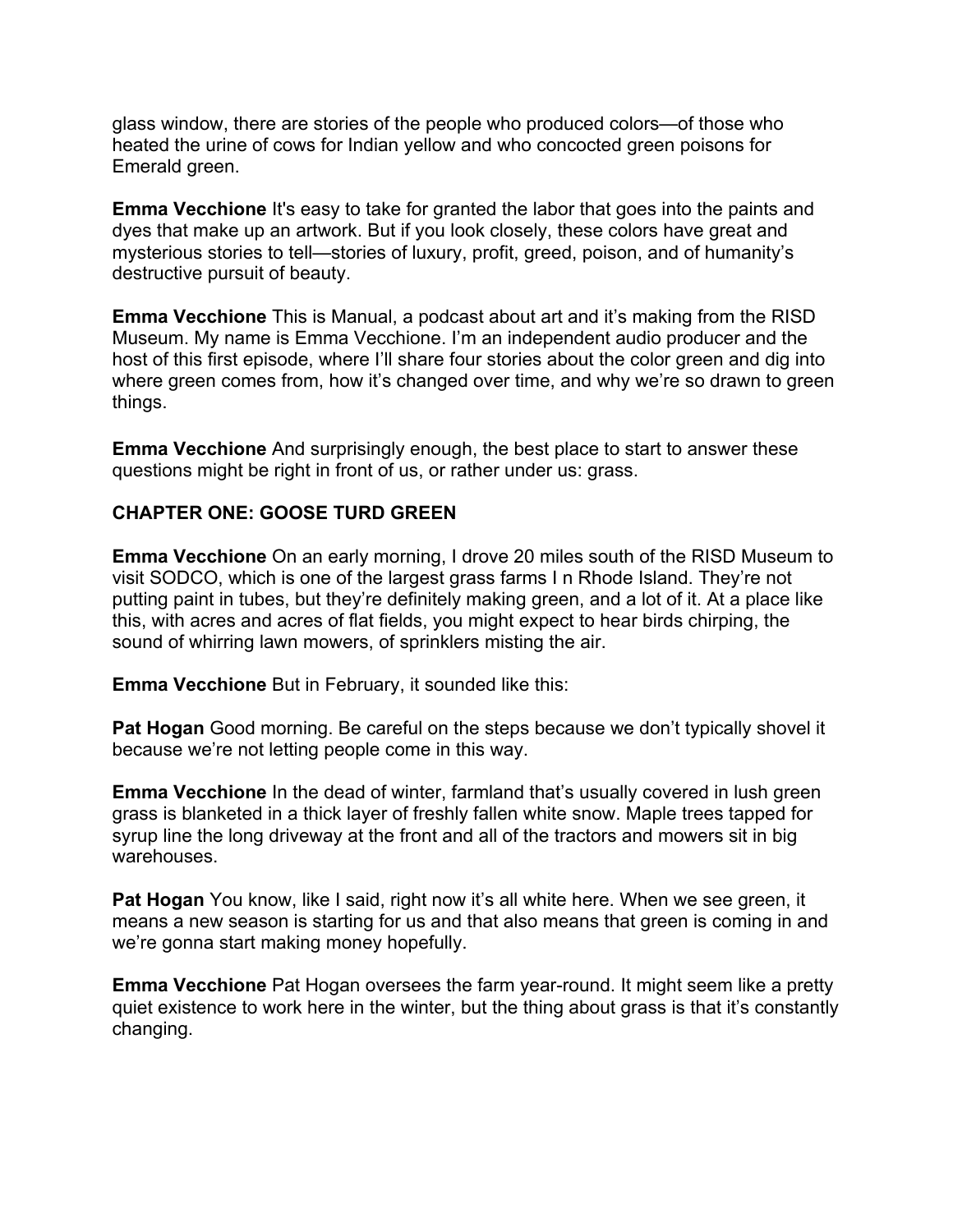glass window, there are stories of the people who produced colors—of those who heated the urine of cows for Indian yellow and who concocted green poisons for Emerald green.

**Emma Vecchione** It's easy to take for granted the labor that goes into the paints and dyes that make up an artwork. But if you look closely, these colors have great and mysterious stories to tell—stories of luxury, profit, greed, poison, and of humanity's destructive pursuit of beauty.

**Emma Vecchione** This is Manual, a podcast about art and it's making from the RISD Museum. My name is Emma Vecchione. I'm an independent audio producer and the host of this first episode, where I'll share four stories about the color green and dig into where green comes from, how it's changed over time, and why we're so drawn to green things.

**Emma Vecchione** And surprisingly enough, the best place to start to answer these questions might be right in front of us, or rather under us: grass.

**CHAPTER ONE: GOOSE TURD GREEN**

**Emma Vecchione** On an early morning, I drove 20 miles south of the RISD Museum to visit SODCO, which is one of the largest grass farms I n Rhode Island. They're not putting paint in tubes, but they're definitely making green, and a lot of it. At a place like this, with acres and acres of flat fields, you might expect to hear birds chirping, the sound of whirring lawn mowers, of sprinklers misting the air.

**Emma Vecchione** But in February, it sounded like this:

**Pat Hogan** Good morning. Be careful on the steps because we don't typically shovel it because we're not letting people come in this way.

**Emma Vecchione** In the dead of winter, farmland that's usually covered in lush green grass is blanketed in a thick layer of freshly fallen white snow. Maple trees tapped for syrup line the long driveway at the front and all of the tractors and mowers sit in big warehouses.

**Pat Hogan** You know, like I said, right now it's all white here. When we see green, it means a new season is starting for us and that also means that green is coming in and we're gonna start making money hopefully.

**Emma Vecchione** Pat Hogan oversees the farm year-round. It might seem like a pretty quiet existence to work here in the winter, but the thing about grass is that it's constantly changing.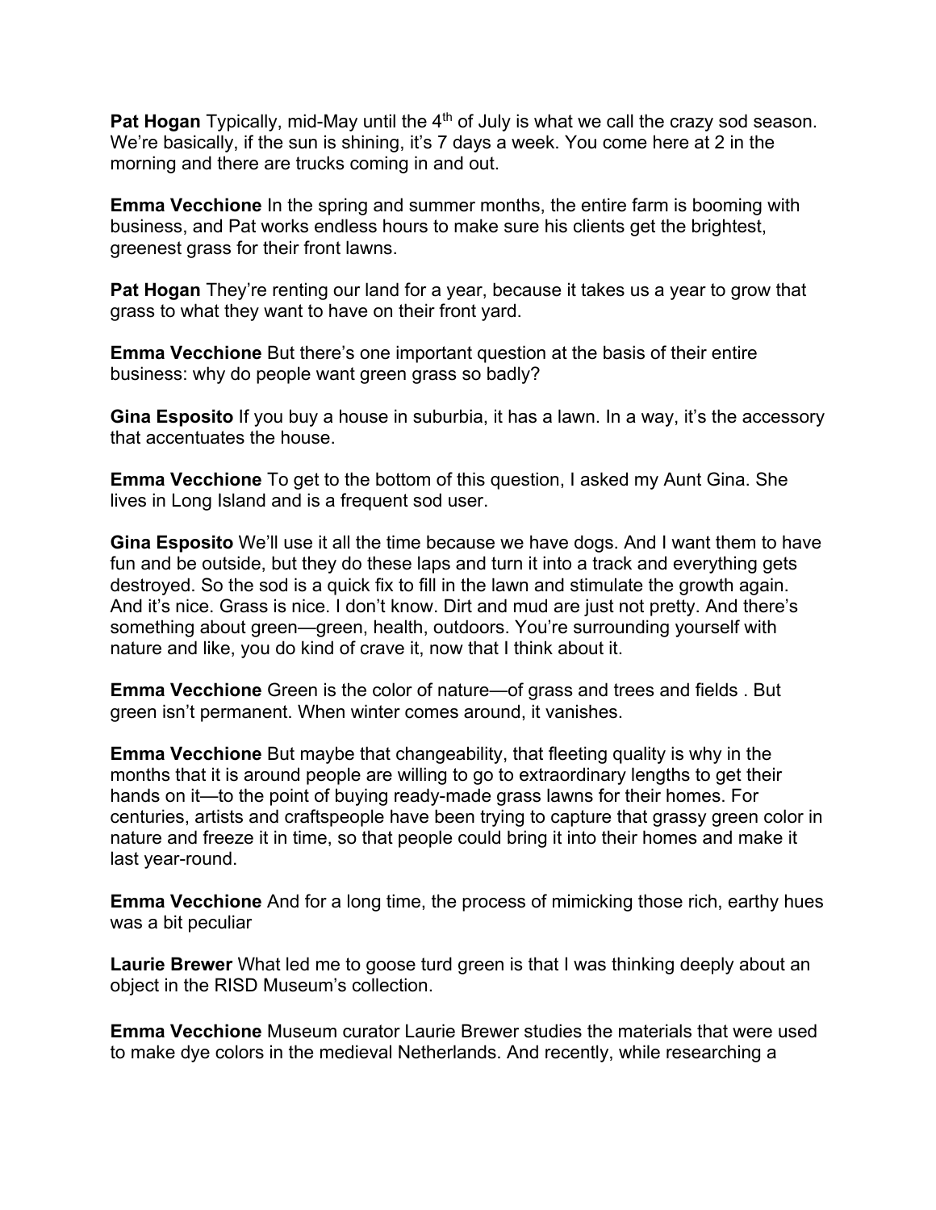**Pat Hogan** Typically, mid-May until the 4th of July is what we call the crazy sod season. We're basically, if the sun is shining, it's 7 days a week. You come here at 2 in the morning and there are trucks coming in and out.

**Emma Vecchione** In the spring and summer months, the entire farm is booming with business, and Pat works endless hours to make sure his clients get the brightest, greenest grass for their front lawns.

**Pat Hogan** They're renting our land for a year, because it takes us a year to grow that grass to what they want to have on their front yard.

**Emma Vecchione** But there's one important question at the basis of their entire business: why do people want green grass so badly?

**Gina Esposito** If you buy a house in suburbia, it has a lawn. In a way, it's the accessory that accentuates the house.

**Emma Vecchione** To get to the bottom of this question, I asked my Aunt Gina. She lives in Long Island and is a frequent sod user.

**Gina Esposito** We'll use it all the time because we have dogs. And I want them to have fun and be outside, but they do these laps and turn it into a track and everything gets destroyed. So the sod is a quick fix to fill in the lawn and stimulate the growth again. And it's nice. Grass is nice. I don't know. Dirt and mud are just not pretty. And there's something about green—green, health, outdoors. You're surrounding yourself with nature and like, you do kind of crave it, now that I think about it.

**Emma Vecchione** Green is the color of nature—of grass and trees and fields . But green isn't permanent. When winter comes around, it vanishes.

**Emma Vecchione** But maybe that changeability, that fleeting quality is why in the months that it is around people are willing to go to extraordinary lengths to get their hands on it—to the point of buying ready-made grass lawns for their homes. For centuries, artists and craftspeople have been trying to capture that grassy green color in nature and freeze it in time, so that people could bring it into their homes and make it last year-round.

**Emma Vecchione** And for a long time, the process of mimicking those rich, earthy hues was a bit peculiar

**Laurie Brewer** What led me to goose turd green is that I was thinking deeply about an object in the RISD Museum's collection.

**Emma Vecchione** Museum curator Laurie Brewer studies the materials that were used to make dye colors in the medieval Netherlands. And recently, while researching a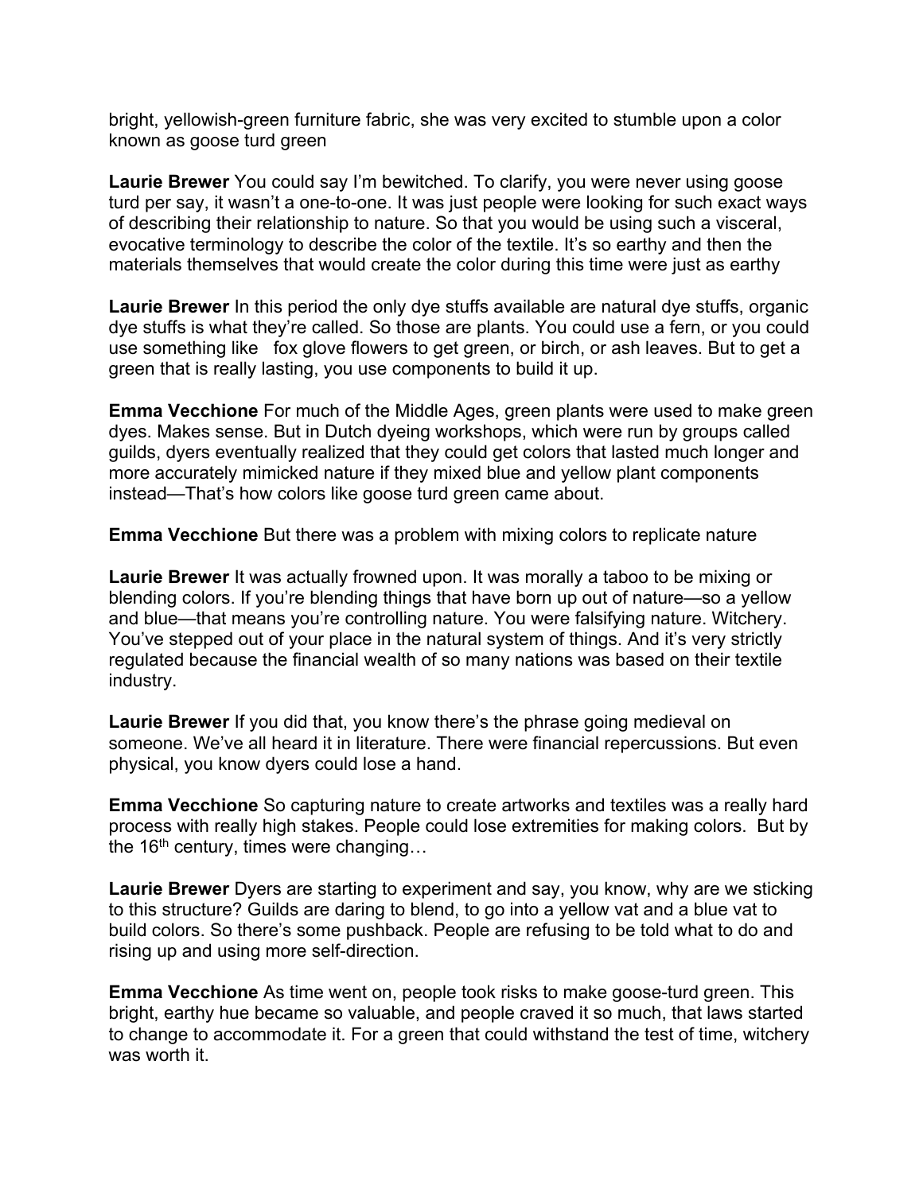bright, yellowish-green furniture fabric, she was very excited to stumble upon a color known as goose turd green

**Laurie Brewer** You could say I'm bewitched. To clarify, you were never using goose turd per say, it wasn't a one-to-one. It was just people were looking for such exact ways of describing their relationship to nature. So that you would be using such a visceral, evocative terminology to describe the color of the textile. It's so earthy and then the materials themselves that would create the color during this time were just as earthy

**Laurie Brewer** In this period the only dye stuffs available are natural dye stuffs, organic dye stuffs is what they're called. So those are plants. You could use a fern, or you could use something like fox glove flowers to get green, or birch, or ash leaves. But to get a green that is really lasting, you use components to build it up.

**Emma Vecchione** For much of the Middle Ages, green plants were used to make green dyes. Makes sense. But in Dutch dyeing workshops, which were run by groups called guilds, dyers eventually realized that they could get colors that lasted much longer and more accurately mimicked nature if they mixed blue and yellow plant components instead—That's how colors like goose turd green came about.

**Emma Vecchione** But there was a problem with mixing colors to replicate nature

**Laurie Brewer** It was actually frowned upon. It was morally a taboo to be mixing or blending colors. If you're blending things that have born up out of nature—so a yellow and blue—that means you're controlling nature. You were falsifying nature. Witchery. You've stepped out of your place in the natural system of things. And it's very strictly regulated because the financial wealth of so many nations was based on their textile industry.

**Laurie Brewer** If you did that, you know there's the phrase going medieval on someone. We've all heard it in literature. There were financial repercussions. But even physical, you know dyers could lose a hand.

**Emma Vecchione** So capturing nature to create artworks and textiles was a really hard process with really high stakes. People could lose extremities for making colors. But by the 16th century, times were changing…

**Laurie Brewer** Dyers are starting to experiment and say, you know, why are we sticking to this structure? Guilds are daring to blend, to go into a yellow vat and a blue vat to build colors. So there's some pushback. People are refusing to be told what to do and rising up and using more self-direction.

**Emma Vecchione** As time went on, people took risks to make goose-turd green. This bright, earthy hue became so valuable, and people craved it so much, that laws started to change to accommodate it. For a green that could withstand the test of time, witchery was worth it.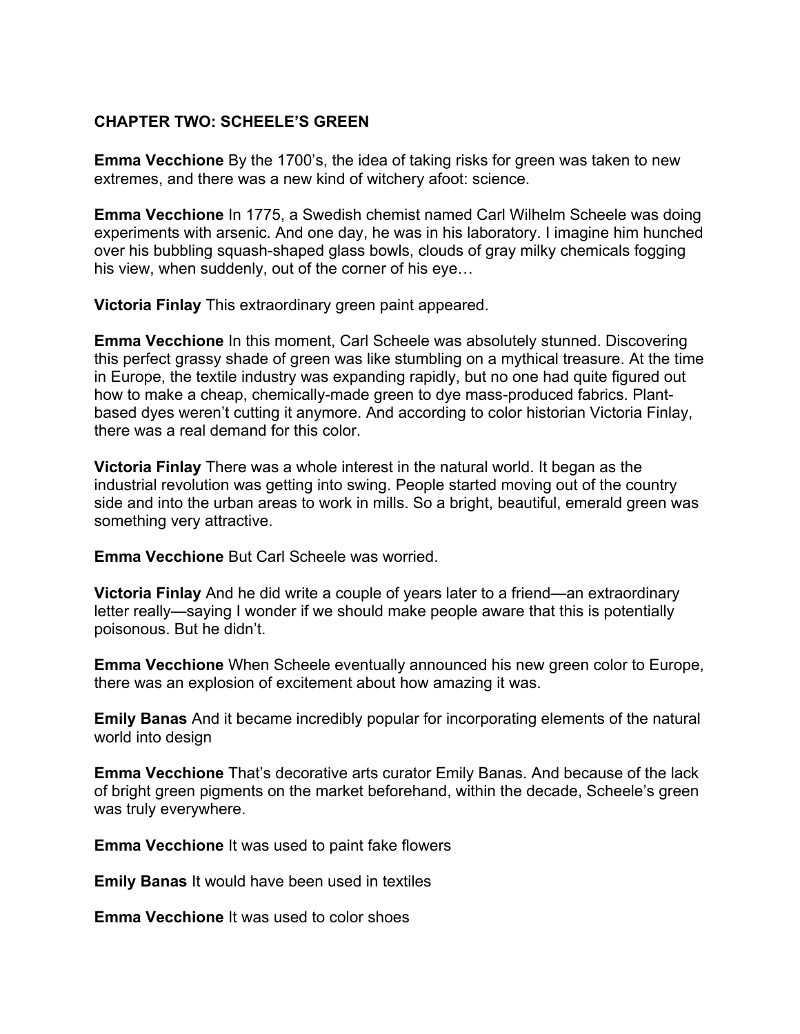### CHAPTER TWO: SCHEELE'S GREEN

**Emma Vecchione** By the 1700's, the idea of taking risks for green was taken to new extremes, and there was a new kind of witchery afoot: science.

**Emma Vecchione** In 1775, a Swedish chemist named Carl Wilhelm Scheele was doing experiments with arsenic. And one day, he was in his laboratory. I imagine him hunched over his bubbling squash-shaped glass bowls, clouds of gray milky chemicals fogging his view, when suddenly, out of the corner of his eye…

**Victoria Finlay** This extraordinary green paint appeared.

**Emma Vecchione** In this moment, Carl Scheele was absolutely stunned. Discovering this perfect grassy shade of green was like stumbling on a mythical treasure. At the time in Europe, the textile industry was expanding rapidly, but no one had quite figured out how to make a cheap, chemically-made green to dye mass-produced fabrics. Plant-based dyes weren't cutting it anymore. And according to color historian Victoria Finlay, there was a real demand for this color.

**Victoria Finlay** There was a whole interest in the natural world. It began as the industrial revolution was getting into swing. People started moving out of the country side and into the urban areas to work in mills. So a bright, beautiful, emerald green was something very attractive.

**Emma Vecchione** But Carl Scheele was worried.

**Victoria Finlay** And he did write a couple of years later to a friend—an extraordinary letter really—saying I wonder if we should make people aware that this is potentially poisonous. But he didn't.

**Emma Vecchione** When Scheele eventually announced his new green color to Europe, there was an explosion of excitement about how amazing it was.

**Emily Banas** And it became incredibly popular for incorporating elements of the natural world into design

**Emma Vecchione** That's decorative arts curator Emily Banas. And because of the lack of bright green pigments on the market beforehand, within the decade, Scheele's green was truly everywhere.

**Emma Vecchione** It was used to paint fake flowers

**Emily Banas** It would have been used in textiles

**Emma Vecchione** It was used to color shoes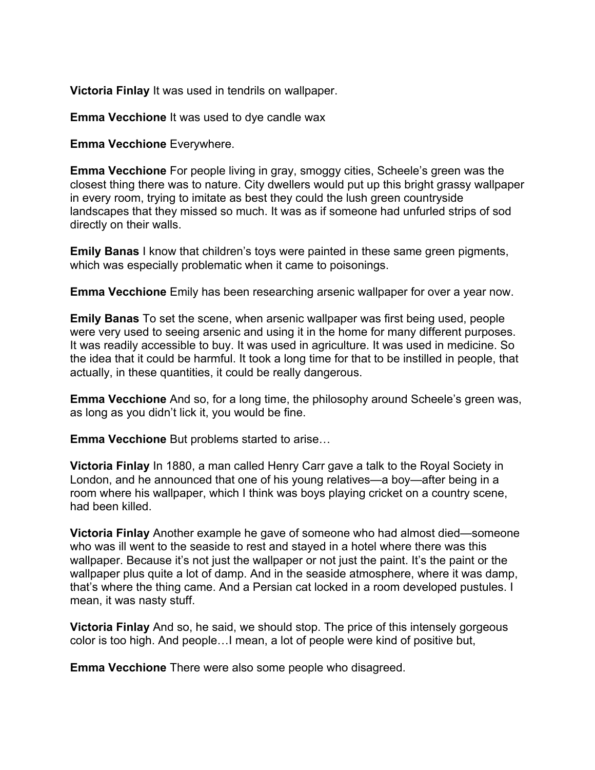**Victoria Finlay** It was used in tendrils on wallpaper.

**Emma Vecchione** It was used to dye candle wax

**Emma Vecchione** Everywhere.

**Emma Vecchione** For people living in gray, smoggy cities, Scheele's green was the closest thing there was to nature. City dwellers would put up this bright grassy wallpaper in every room, trying to imitate as best they could the lush green countryside landscapes that they missed so much. It was as if someone had unfurled strips of sod directly on their walls.

**Emily Banas** I know that children's toys were painted in these same green pigments, which was especially problematic when it came to poisonings.

**Emma Vecchione** Emily has been researching arsenic wallpaper for over a year now.

**Emily Banas** To set the scene, when arsenic wallpaper was first being used, people were very used to seeing arsenic and using it in the home for many different purposes. It was readily accessible to buy. It was used in agriculture. It was used in medicine. So the idea that it could be harmful. It took a long time for that to be instilled in people, that actually, in these quantities, it could be really dangerous.

**Emma Vecchione** And so, for a long time, the philosophy around Scheele's green was, as long as you didn't lick it, you would be fine.

**Emma Vecchione** But problems started to arise…

**Victoria Finlay** In 1880, a man called Henry Carr gave a talk to the Royal Society in London, and he announced that one of his young relatives—a boy—after being in a room where his wallpaper, which I think was boys playing cricket on a country scene, had been killed.

**Victoria Finlay** Another example he gave of someone who had almost died—someone who was ill went to the seaside to rest and stayed in a hotel where there was this wallpaper. Because it's not just the wallpaper or not just the paint. It's the paint or the wallpaper plus quite a lot of damp. And in the seaside atmosphere, where it was damp, that's where the thing came. And a Persian cat locked in a room developed pustules. I mean, it was nasty stuff.

**Victoria Finlay** And so, he said, we should stop. The price of this intensely gorgeous color is too high. And people…I mean, a lot of people were kind of positive but,

**Emma Vecchione** There were also some people who disagreed.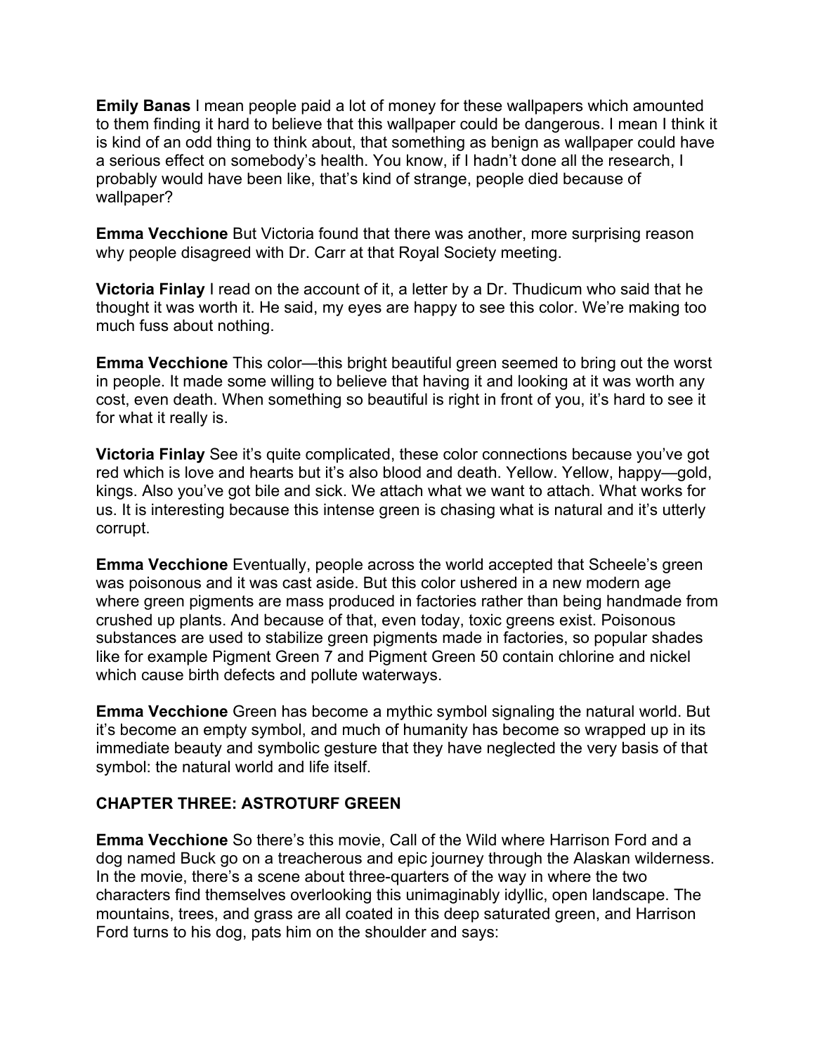**Emily Banas** I mean people paid a lot of money for these wallpapers which amounted to them finding it hard to believe that this wallpaper could be dangerous. I mean I think it is kind of an odd thing to think about, that something as benign as wallpaper could have a serious effect on somebody's health. You know, if I hadn't done all the research, I probably would have been like, that's kind of strange, people died because of wallpaper?

**Emma Vecchione** But Victoria found that there was another, more surprising reason why people disagreed with Dr. Carr at that Royal Society meeting.

**Victoria Finlay** I read on the account of it, a letter by a Dr. Thudicum who said that he thought it was worth it. He said, my eyes are happy to see this color. We're making too much fuss about nothing.

**Emma Vecchione** This color—this bright beautiful green seemed to bring out the worst in people. It made some willing to believe that having it and looking at it was worth any cost, even death. When something so beautiful is right in front of you, it's hard to see it for what it really is.

**Victoria Finlay** See it's quite complicated, these color connections because you've got red which is love and hearts but it's also blood and death. Yellow. Yellow, happy—gold, kings. Also you've got bile and sick. We attach what we want to attach. What works for us. It is interesting because this intense green is chasing what is natural and it's utterly corrupt.

**Emma Vecchione** Eventually, people across the world accepted that Scheele's green was poisonous and it was cast aside. But this color ushered in a new modern age where green pigments are mass produced in factories rather than being handmade from crushed up plants. And because of that, even today, toxic greens exist. Poisonous substances are used to stabilize green pigments made in factories, so popular shades like for example Pigment Green 7 and Pigment Green 50 contain chlorine and nickel which cause birth defects and pollute waterways.

**Emma Vecchione** Green has become a mythic symbol signaling the natural world. But it's become an empty symbol, and much of humanity has become so wrapped up in its immediate beauty and symbolic gesture that they have neglected the very basis of that symbol: the natural world and life itself.

## CHAPTER THREE: ASTROTURF GREEN

**Emma Vecchione** So there's this movie, Call of the Wild where Harrison Ford and a dog named Buck go on a treacherous and epic journey through the Alaskan wilderness. In the movie, there's a scene about three-quarters of the way in where the two characters find themselves overlooking this unimaginably idyllic, open landscape. The mountains, trees, and grass are all coated in this deep saturated green, and Harrison Ford turns to his dog, pats him on the shoulder and says: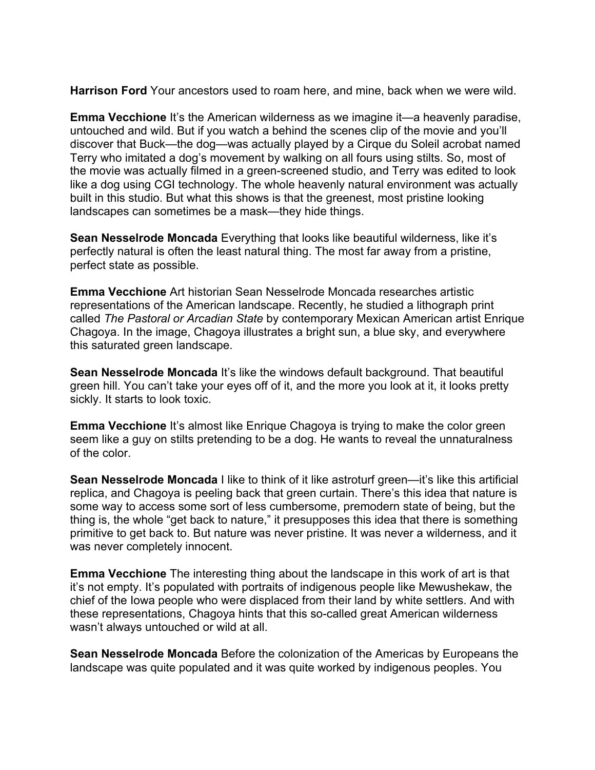**Harrison Ford** Your ancestors used to roam here, and mine, back when we were wild.

**Emma Vecchione** It's the American wilderness as we imagine it—a heavenly paradise, untouched and wild. But if you watch a behind the scenes clip of the movie and you'll discover that Buck—the dog—was actually played by a Cirque du Soleil acrobat named Terry who imitated a dog's movement by walking on all fours using stilts. So, most of the movie was actually filmed in a green-screened studio, and Terry was edited to look like a dog using CGI technology. The whole heavenly natural environment was actually built in this studio. But what this shows is that the greenest, most pristine looking landscapes can sometimes be a mask—they hide things.

**Sean Nesselrode Moncada** Everything that looks like beautiful wilderness, like it's perfectly natural is often the least natural thing. The most far away from a pristine, perfect state as possible.

**Emma Vecchione** Art historian Sean Nesselrode Moncada researches artistic representations of the American landscape. Recently, he studied a lithograph print called *The Pastoral or Arcadian State* by contemporary Mexican American artist Enrique Chagoya. In the image, Chagoya illustrates a bright sun, a blue sky, and everywhere this saturated green landscape.

**Sean Nesselrode Moncada** It's like the windows default background. That beautiful green hill. You can't take your eyes off of it, and the more you look at it, it looks pretty sickly. It starts to look toxic.

**Emma Vecchione** It's almost like Enrique Chagoya is trying to make the color green seem like a guy on stilts pretending to be a dog. He wants to reveal the unnaturalness of the color.

**Sean Nesselrode Moncada** I like to think of it like astroturf green—it's like this artificial replica, and Chagoya is peeling back that green curtain. There's this idea that nature is some way to access some sort of less cumbersome, premodern state of being, but the thing is, the whole "get back to nature," it presupposes this idea that there is something primitive to get back to. But nature was never pristine. It was never a wilderness, and it was never completely innocent.

**Emma Vecchione** The interesting thing about the landscape in this work of art is that it's not empty. It's populated with portraits of indigenous people like Mewushekaw, the chief of the Iowa people who were displaced from their land by white settlers. And with these representations, Chagoya hints that this so-called great American wilderness wasn't always untouched or wild at all.

**Sean Nesselrode Moncada** Before the colonization of the Americas by Europeans the landscape was quite populated and it was quite worked by indigenous peoples. You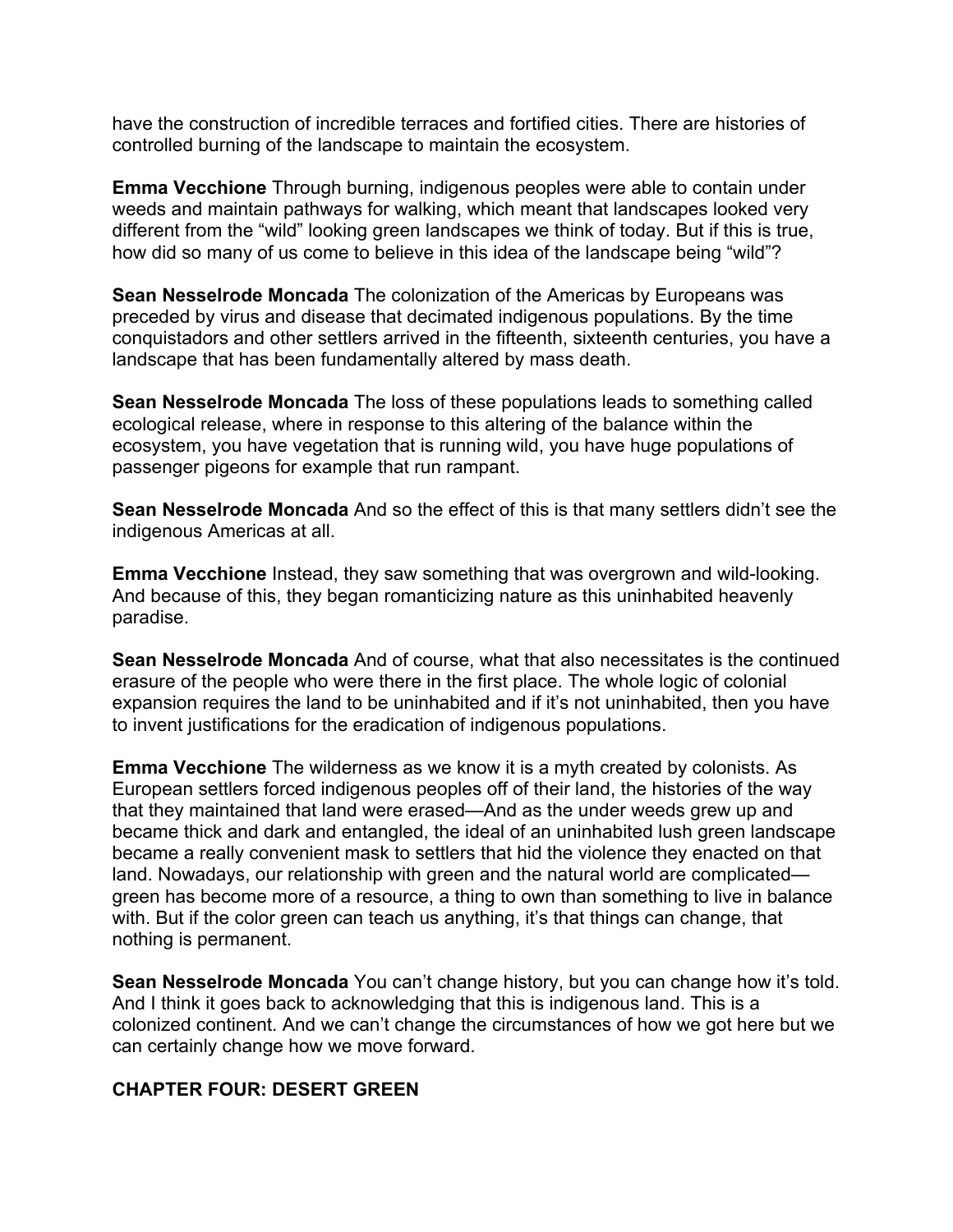have the construction of incredible terraces and fortified cities. There are histories of controlled burning of the landscape to maintain the ecosystem.

**Emma Vecchione** Through burning, indigenous peoples were able to contain under weeds and maintain pathways for walking, which meant that landscapes looked very different from the "wild" looking green landscapes we think of today. But if this is true, how did so many of us come to believe in this idea of the landscape being "wild"?

**Sean Nesselrode Moncada** The colonization of the Americas by Europeans was preceded by virus and disease that decimated indigenous populations. By the time conquistadors and other settlers arrived in the fifteenth, sixteenth centuries, you have a landscape that has been fundamentally altered by mass death.

**Sean Nesselrode Moncada** The loss of these populations leads to something called ecological release, where in response to this altering of the balance within the ecosystem, you have vegetation that is running wild, you have huge populations of passenger pigeons for example that run rampant.

**Sean Nesselrode Moncada** And so the effect of this is that many settlers didn't see the indigenous Americas at all.

**Emma Vecchione** Instead, they saw something that was overgrown and wild-looking. And because of this, they began romanticizing nature as this uninhabited heavenly paradise.

**Sean Nesselrode Moncada** And of course, what that also necessitates is the continued erasure of the people who were there in the first place. The whole logic of colonial expansion requires the land to be uninhabited and if it's not uninhabited, then you have to invent justifications for the eradication of indigenous populations.

**Emma Vecchione** The wilderness as we know it is a myth created by colonists. As European settlers forced indigenous peoples off of their land, the histories of the way that they maintained that land were erased—And as the under weeds grew up and became thick and dark and entangled, the ideal of an uninhabited lush green landscape became a really convenient mask to settlers that hid the violence they enacted on that land. Nowadays, our relationship with green and the natural world are complicated—green has become more of a resource, a thing to own than something to live in balance with. But if the color green can teach us anything, it's that things can change, that nothing is permanent.

**Sean Nesselrode Moncada** You can't change history, but you can change how it's told. And I think it goes back to acknowledging that this is indigenous land. This is a colonized continent. And we can't change the circumstances of how we got here but we can certainly change how we move forward.

## CHAPTER FOUR: DESERT GREEN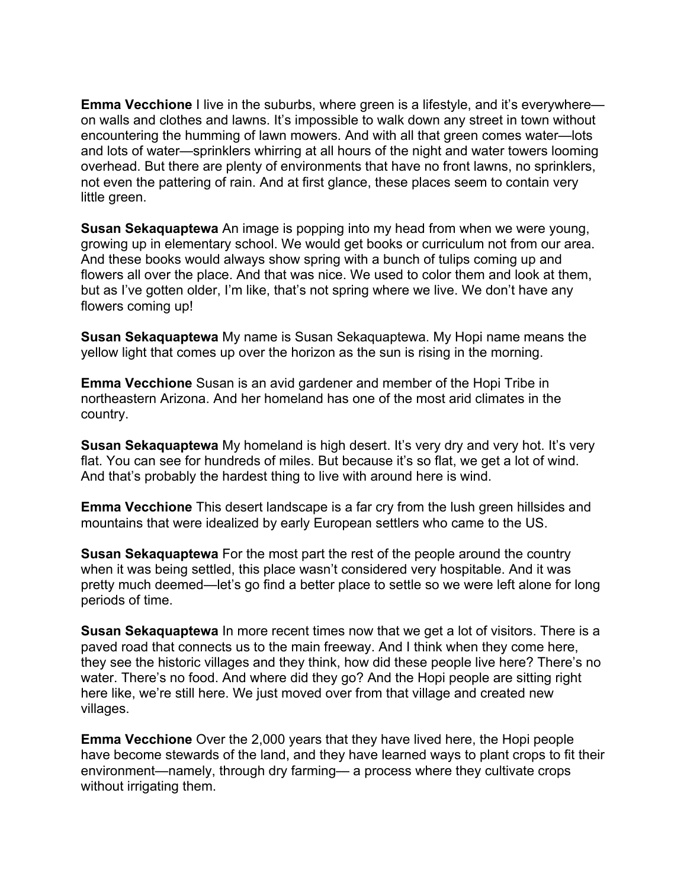**Emma Vecchione** I live in the suburbs, where green is a lifestyle, and it's everywhere—on walls and clothes and lawns. It's impossible to walk down any street in town without encountering the humming of lawn mowers. And with all that green comes water—lots and lots of water—sprinklers whirring at all hours of the night and water towers looming overhead. But there are plenty of environments that have no front lawns, no sprinklers, not even the pattering of rain. And at first glance, these places seem to contain very little green.

**Susan Sekaquaptewa** An image is popping into my head from when we were young, growing up in elementary school. We would get books or curriculum not from our area. And these books would always show spring with a bunch of tulips coming up and flowers all over the place. And that was nice. We used to color them and look at them, but as I've gotten older, I'm like, that's not spring where we live. We don't have any flowers coming up!

**Susan Sekaquaptewa** My name is Susan Sekaquaptewa. My Hopi name means the yellow light that comes up over the horizon as the sun is rising in the morning.

**Emma Vecchione** Susan is an avid gardener and member of the Hopi Tribe in northeastern Arizona. And her homeland has one of the most arid climates in the country.

**Susan Sekaquaptewa** My homeland is high desert. It's very dry and very hot. It's very flat. You can see for hundreds of miles. But because it's so flat, we get a lot of wind. And that's probably the hardest thing to live with around here is wind.

**Emma Vecchione** This desert landscape is a far cry from the lush green hillsides and mountains that were idealized by early European settlers who came to the US.

**Susan Sekaquaptewa** For the most part the rest of the people around the country when it was being settled, this place wasn't considered very hospitable. And it was pretty much deemed—let's go find a better place to settle so we were left alone for long periods of time.

**Susan Sekaquaptewa** In more recent times now that we get a lot of visitors. There is a paved road that connects us to the main freeway. And I think when they come here, they see the historic villages and they think, how did these people live here? There's no water. There's no food. And where did they go? And the Hopi people are sitting right here like, we're still here. We just moved over from that village and created new villages.

**Emma Vecchione** Over the 2,000 years that they have lived here, the Hopi people have become stewards of the land, and they have learned ways to plant crops to fit their environment—namely, through dry farming— a process where they cultivate crops without irrigating them.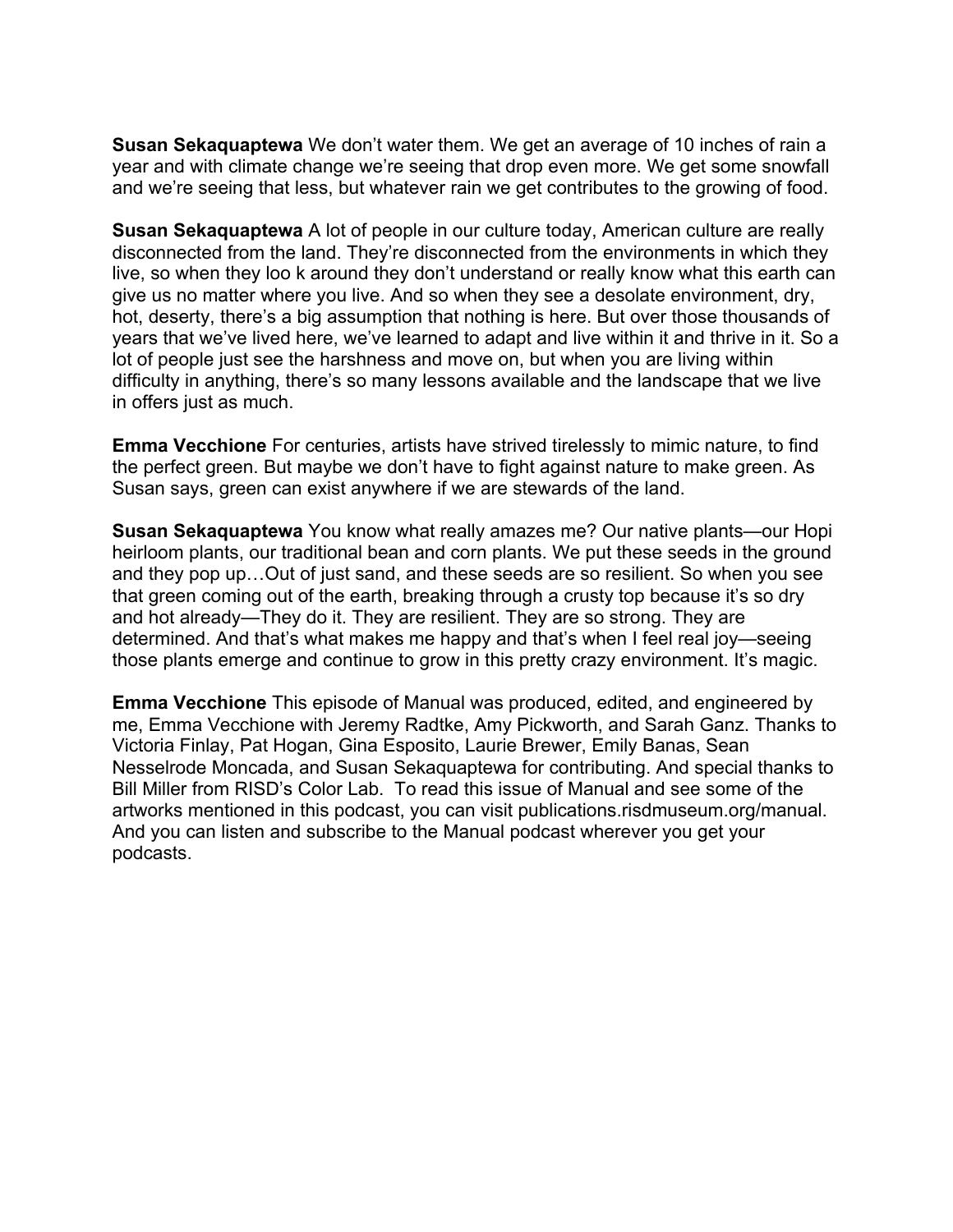**Susan Sekaquaptewa** We don't water them. We get an average of 10 inches of rain a year and with climate change we're seeing that drop even more. We get some snowfall and we're seeing that less, but whatever rain we get contributes to the growing of food.

**Susan Sekaquaptewa** A lot of people in our culture today, American culture are really disconnected from the land. They're disconnected from the environments in which they live, so when they loo k around they don't understand or really know what this earth can give us no matter where you live. And so when they see a desolate environment, dry, hot, deserty, there's a big assumption that nothing is here. But over those thousands of years that we've lived here, we've learned to adapt and live within it and thrive in it. So a lot of people just see the harshness and move on, but when you are living within difficulty in anything, there's so many lessons available and the landscape that we live in offers just as much.

**Emma Vecchione** For centuries, artists have strived tirelessly to mimic nature, to find the perfect green. But maybe we don't have to fight against nature to make green. As Susan says, green can exist anywhere if we are stewards of the land.

**Susan Sekaquaptewa** You know what really amazes me? Our native plants—our Hopi heirloom plants, our traditional bean and corn plants. We put these seeds in the ground and they pop up…Out of just sand, and these seeds are so resilient. So when you see that green coming out of the earth, breaking through a crusty top because it's so dry and hot already—They do it. They are resilient. They are so strong. They are determined. And that's what makes me happy and that's when I feel real joy—seeing those plants emerge and continue to grow in this pretty crazy environment. It's magic.

**Emma Vecchione** This episode of Manual was produced, edited, and engineered by me, Emma Vecchione with Jeremy Radtke, Amy Pickworth, and Sarah Ganz. Thanks to Victoria Finlay, Pat Hogan, Gina Esposito, Laurie Brewer, Emily Banas, Sean Nesselrode Moncada, and Susan Sekaquaptewa for contributing. And special thanks to Bill Miller from RISD's Color Lab. To read this issue of Manual and see some of the artworks mentioned in this podcast, you can visit publications.risdmuseum.org/manual. And you can listen and subscribe to the Manual podcast wherever you get your podcasts.